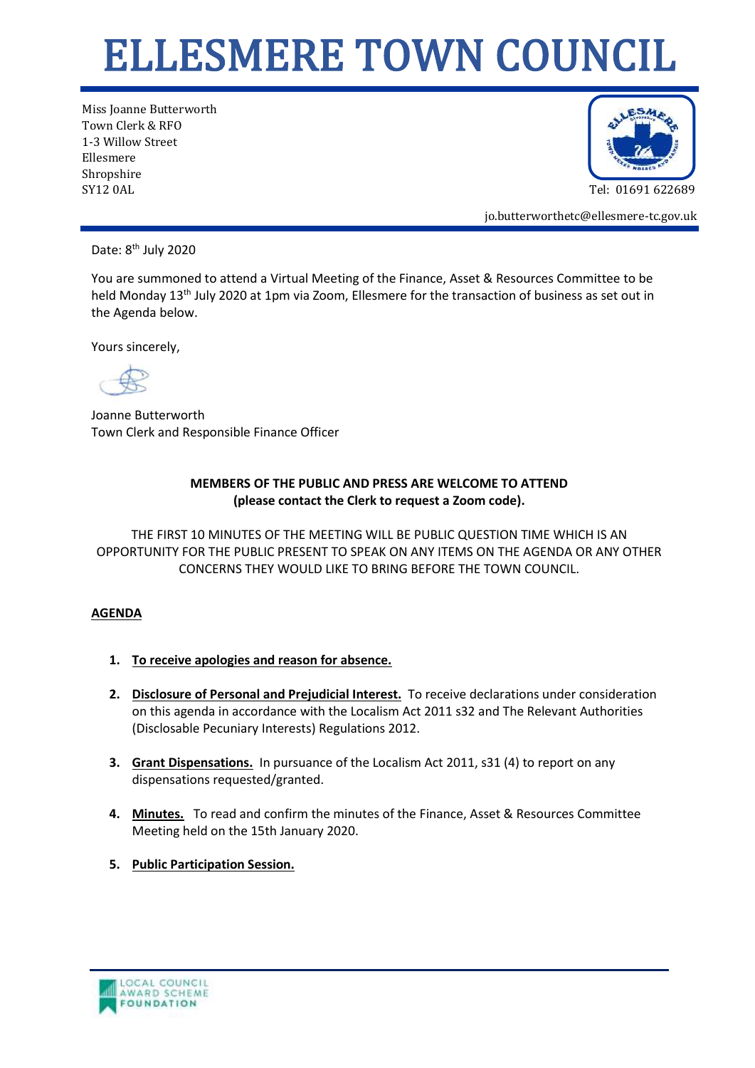# ELLESMERE TOWN COUNCIL

Miss Joanne Butterworth
Town Clerk & RFO
1-3 Willow Street
Ellesmere
Shropshire
SY12 0AL

Tel: 01691 622689

jo.butterworthetc@ellesmere-tc.gov.uk

Date: 8th July 2020

You are summoned to attend a Virtual Meeting of the Finance, Asset & Resources Committee to be held Monday 13th July 2020 at 1pm via Zoom, Ellesmere for the transaction of business as set out in the Agenda below.

Yours sincerely,

Joanne Butterworth
Town Clerk and Responsible Finance Officer

**MEMBERS OF THE PUBLIC AND PRESS ARE WELCOME TO ATTEND**
**(please contact the Clerk to request a Zoom code).**

THE FIRST 10 MINUTES OF THE MEETING WILL BE PUBLIC QUESTION TIME WHICH IS AN OPPORTUNITY FOR THE PUBLIC PRESENT TO SPEAK ON ANY ITEMS ON THE AGENDA OR ANY OTHER CONCERNS THEY WOULD LIKE TO BRING BEFORE THE TOWN COUNCIL.

## AGENDA

1. **To receive apologies and reason for absence.**

2. **Disclosure of Personal and Prejudicial Interest.** To receive declarations under consideration on this agenda in accordance with the Localism Act 2011 s32 and The Relevant Authorities (Disclosable Pecuniary Interests) Regulations 2012.

3. **Grant Dispensations.** In pursuance of the Localism Act 2011, s31 (4) to report on any dispensations requested/granted.

4. **Minutes.** To read and confirm the minutes of the Finance, Asset & Resources Committee Meeting held on the 15th January 2020.

5. **Public Participation Session.**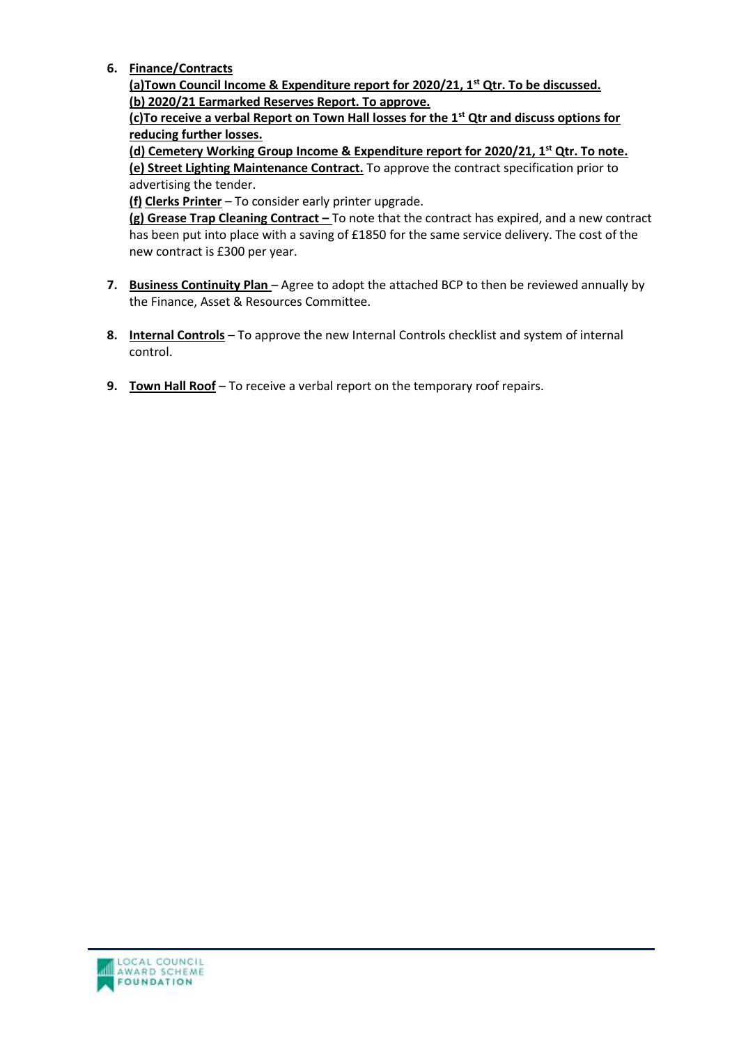6. **Finance/Contracts**

   **(a)Town Council Income & Expenditure report for 2020/21, 1st Qtr. To be discussed.**
   **(b) 2020/21 Earmarked Reserves Report. To approve.**
   **(c)To receive a verbal Report on Town Hall losses for the 1st Qtr and discuss options for reducing further losses.**
   **(d) Cemetery Working Group Income & Expenditure report for 2020/21, 1st Qtr. To note.**
   **(e) Street Lighting Maintenance Contract.** To approve the contract specification prior to advertising the tender.
   **(f) Clerks Printer** – To consider early printer upgrade.
   **(g) Grease Trap Cleaning Contract –** To note that the contract has expired, and a new contract has been put into place with a saving of £1850 for the same service delivery. The cost of the new contract is £300 per year.

7. **Business Continuity Plan** – Agree to adopt the attached BCP to then be reviewed annually by the Finance, Asset & Resources Committee.

8. **Internal Controls** – To approve the new Internal Controls checklist and system of internal control.

9. **Town Hall Roof** – To receive a verbal report on the temporary roof repairs.